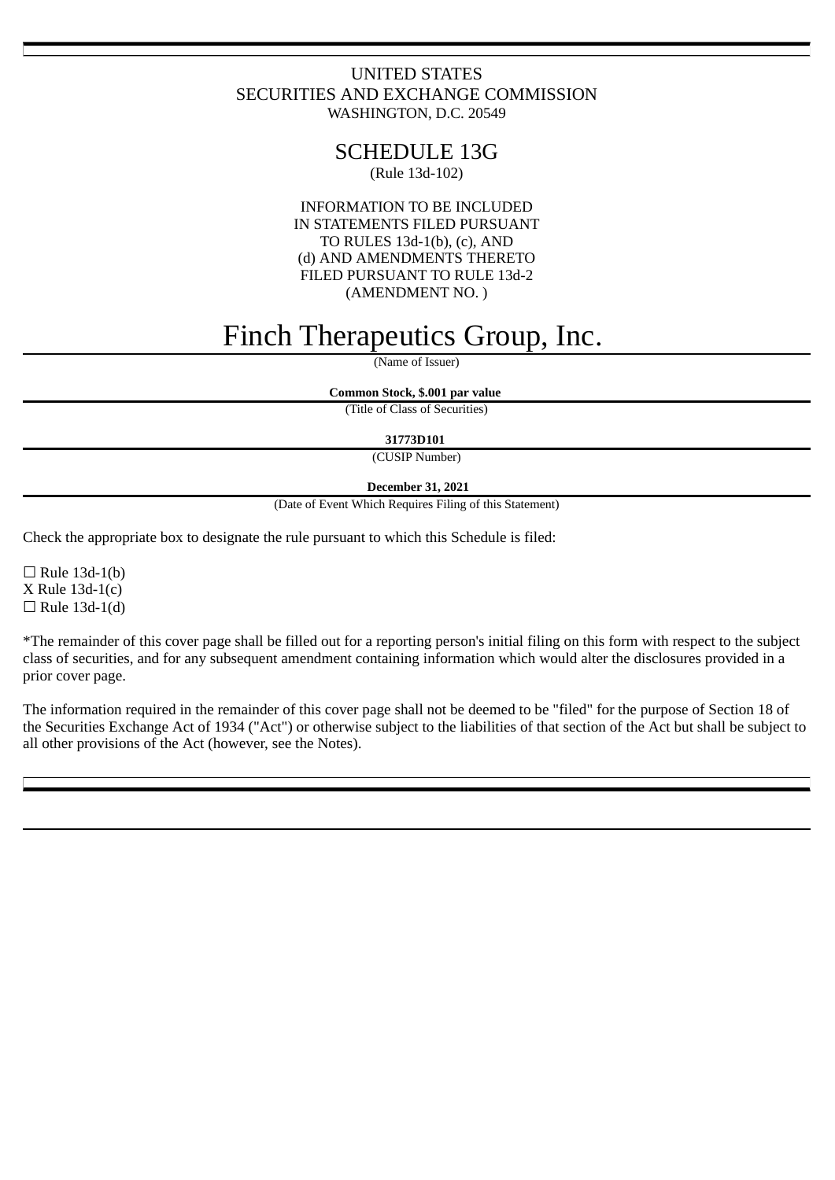UNITED STATES
SECURITIES AND EXCHANGE COMMISSION
WASHINGTON, D.C. 20549

# SCHEDULE 13G

(Rule 13d-102)

INFORMATION TO BE INCLUDED
IN STATEMENTS FILED PURSUANT
TO RULES 13d-1(b), (c), AND
(d) AND AMENDMENTS THERETO
FILED PURSUANT TO RULE 13d-2
(AMENDMENT NO. )

# Finch Therapeutics Group, Inc.

(Name of Issuer)

**Common Stock, $.001 par value**

(Title of Class of Securities)

**31773D101**

(CUSIP Number)

**December 31, 2021**

(Date of Event Which Requires Filing of this Statement)

Check the appropriate box to designate the rule pursuant to which this Schedule is filed:

☐ Rule 13d-1(b)
X Rule 13d-1(c)
☐ Rule 13d-1(d)

*The remainder of this cover page shall be filled out for a reporting person's initial filing on this form with respect to the subject class of securities, and for any subsequent amendment containing information which would alter the disclosures provided in a prior cover page.

The information required in the remainder of this cover page shall not be deemed to be "filed" for the purpose of Section 18 of the Securities Exchange Act of 1934 ("Act") or otherwise subject to the liabilities of that section of the Act but shall be subject to all other provisions of the Act (however, see the Notes).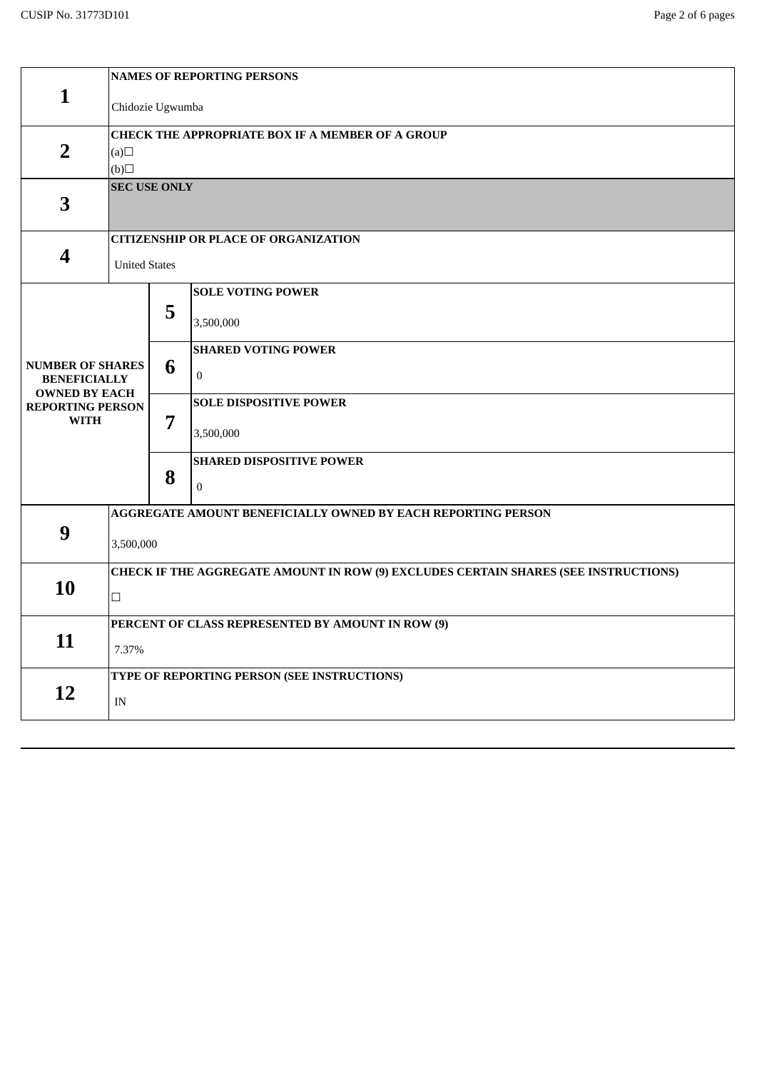| | | | |
|---|---|---|---|
| **1** | **NAMES OF REPORTING PERSONS**<br><br>Chidozie Ugwumba | | |
| **2** | **CHECK THE APPROPRIATE BOX IF A MEMBER OF A GROUP**<br>(a)☐<br>(b)☐ | | |
| **3** | **SEC USE ONLY** | | |
| **4** | **CITIZENSHIP OR PLACE OF ORGANIZATION**<br><br>United States | | |
| **NUMBER OF SHARES BENEFICIALLY OWNED BY EACH REPORTING PERSON WITH** | **5** | **SOLE VOTING POWER**<br><br>3,500,000 | |
| | **6** | **SHARED VOTING POWER**<br><br>0 | |
| | **7** | **SOLE DISPOSITIVE POWER**<br><br>3,500,000 | |
| | **8** | **SHARED DISPOSITIVE POWER**<br><br>0 | |
| **9** | **AGGREGATE AMOUNT BENEFICIALLY OWNED BY EACH REPORTING PERSON**<br><br>3,500,000 | | |
| **10** | **CHECK IF THE AGGREGATE AMOUNT IN ROW (9) EXCLUDES CERTAIN SHARES (SEE INSTRUCTIONS)**<br><br>☐ | | |
| **11** | **PERCENT OF CLASS REPRESENTED BY AMOUNT IN ROW (9)**<br><br>7.37% | | |
| **12** | **TYPE OF REPORTING PERSON (SEE INSTRUCTIONS)**<br><br>IN | | |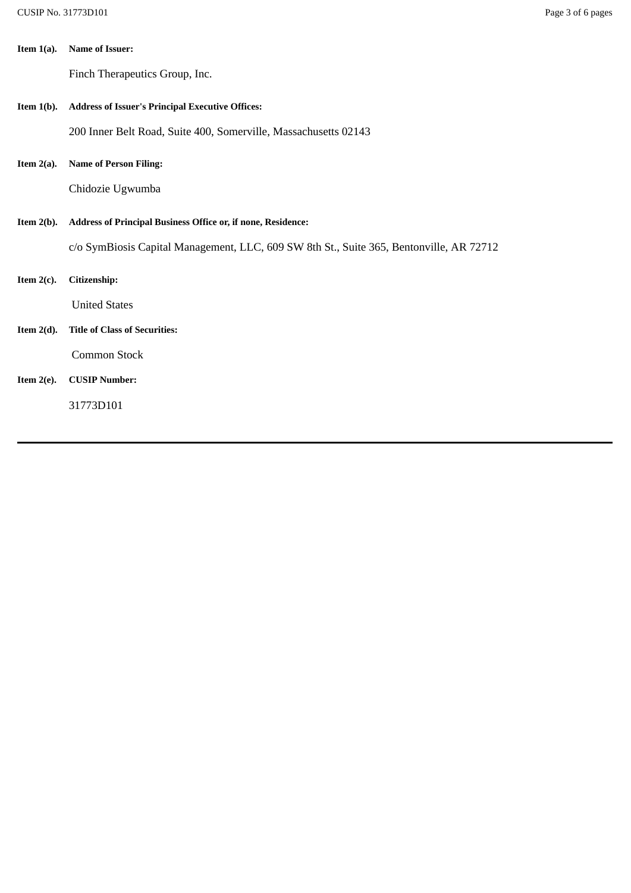**Item 1(a).** **Name of Issuer:**

Finch Therapeutics Group, Inc.

**Item 1(b).** **Address of Issuer's Principal Executive Offices:**

200 Inner Belt Road, Suite 400, Somerville, Massachusetts 02143

**Item 2(a).** **Name of Person Filing:**

Chidozie Ugwumba

**Item 2(b).** **Address of Principal Business Office or, if none, Residence:**

c/o SymBiosis Capital Management, LLC, 609 SW 8th St., Suite 365, Bentonville, AR 72712

**Item 2(c).** **Citizenship:**

United States

**Item 2(d).** **Title of Class of Securities:**

Common Stock

**Item 2(e).** **CUSIP Number:**

31773D101

---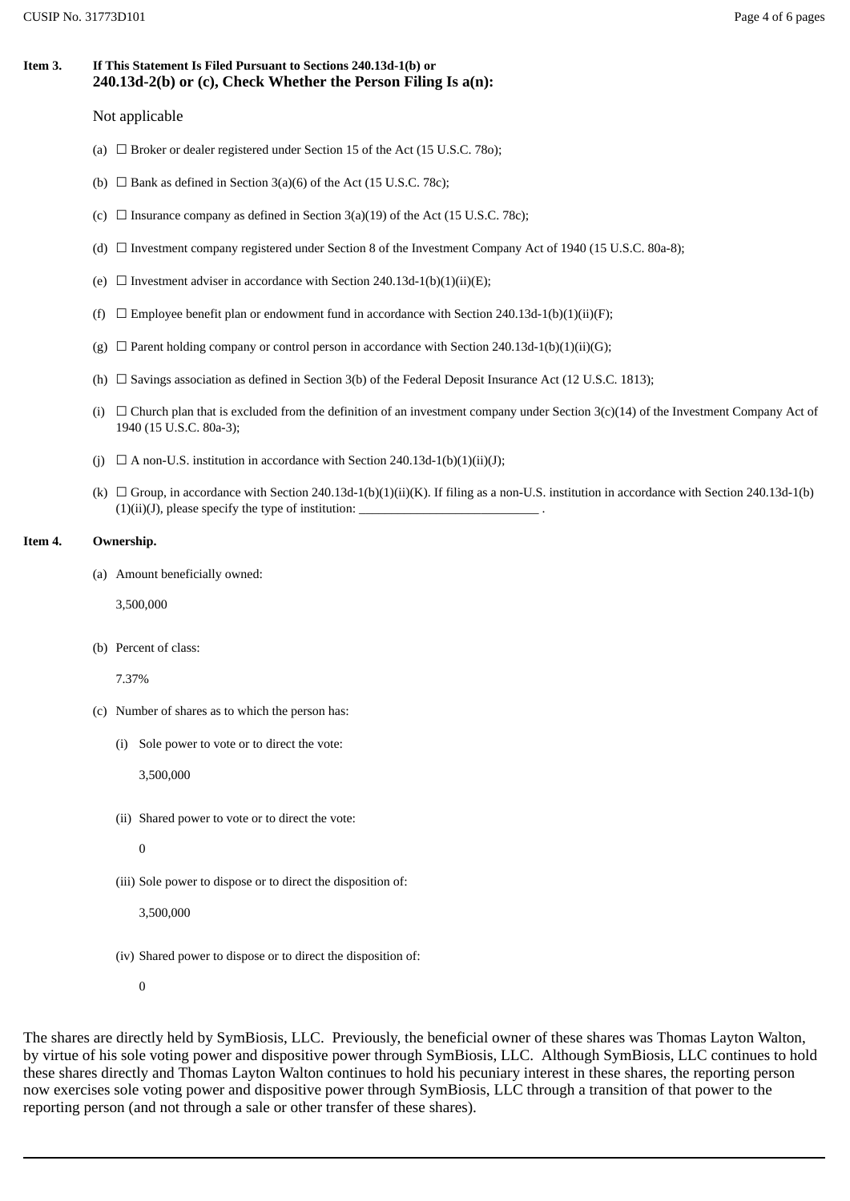**Item 3. If This Statement Is Filed Pursuant to Sections 240.13d-1(b) or 240.13d-2(b) or (c), Check Whether the Person Filing Is a(n):**

Not applicable

(a) ☐ Broker or dealer registered under Section 15 of the Act (15 U.S.C. 78o);

(b) ☐ Bank as defined in Section 3(a)(6) of the Act (15 U.S.C. 78c);

(c) ☐ Insurance company as defined in Section 3(a)(19) of the Act (15 U.S.C. 78c);

(d) ☐ Investment company registered under Section 8 of the Investment Company Act of 1940 (15 U.S.C. 80a-8);

(e) ☐ Investment adviser in accordance with Section 240.13d-1(b)(1)(ii)(E);

(f) ☐ Employee benefit plan or endowment fund in accordance with Section 240.13d-1(b)(1)(ii)(F);

(g) ☐ Parent holding company or control person in accordance with Section 240.13d-1(b)(1)(ii)(G);

(h) ☐ Savings association as defined in Section 3(b) of the Federal Deposit Insurance Act (12 U.S.C. 1813);

(i) ☐ Church plan that is excluded from the definition of an investment company under Section 3(c)(14) of the Investment Company Act of 1940 (15 U.S.C. 80a-3);

(j) ☐ A non-U.S. institution in accordance with Section 240.13d-1(b)(1)(ii)(J);

(k) ☐ Group, in accordance with Section 240.13d-1(b)(1)(ii)(K). If filing as a non-U.S. institution in accordance with Section 240.13d-1(b)(1)(ii)(J), please specify the type of institution: ____________________________ .

**Item 4. Ownership.**

(a) Amount beneficially owned:

3,500,000

(b) Percent of class:

7.37%

(c) Number of shares as to which the person has:

(i) Sole power to vote or to direct the vote:

3,500,000

(ii) Shared power to vote or to direct the vote:

0

(iii) Sole power to dispose or to direct the disposition of:

3,500,000

(iv) Shared power to dispose or to direct the disposition of:

0

The shares are directly held by SymBiosis, LLC. Previously, the beneficial owner of these shares was Thomas Layton Walton, by virtue of his sole voting power and dispositive power through SymBiosis, LLC. Although SymBiosis, LLC continues to hold these shares directly and Thomas Layton Walton continues to hold his pecuniary interest in these shares, the reporting person now exercises sole voting power and dispositive power through SymBiosis, LLC through a transition of that power to the reporting person (and not through a sale or other transfer of these shares).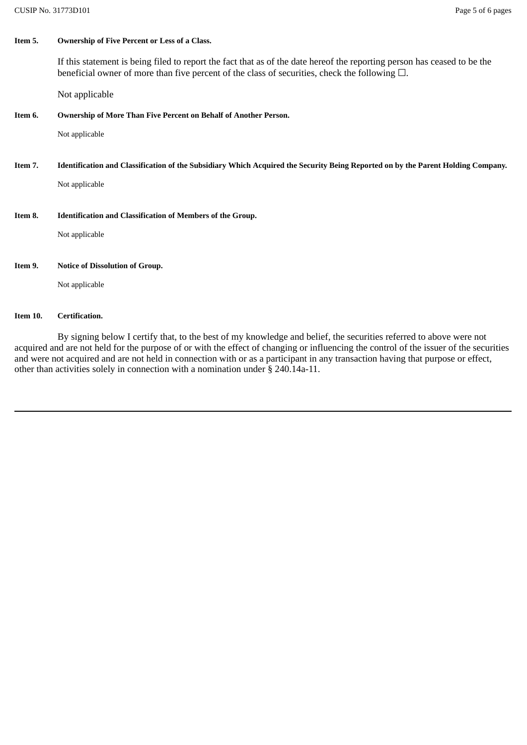**Item 5. Ownership of Five Percent or Less of a Class.**

If this statement is being filed to report the fact that as of the date hereof the reporting person has ceased to be the beneficial owner of more than five percent of the class of securities, check the following ☐.

Not applicable

**Item 6. Ownership of More Than Five Percent on Behalf of Another Person.**

Not applicable

**Item 7. Identification and Classification of the Subsidiary Which Acquired the Security Being Reported on by the Parent Holding Company.**

Not applicable

**Item 8. Identification and Classification of Members of the Group.**

Not applicable

**Item 9. Notice of Dissolution of Group.**

Not applicable

**Item 10. Certification.**

By signing below I certify that, to the best of my knowledge and belief, the securities referred to above were not acquired and are not held for the purpose of or with the effect of changing or influencing the control of the issuer of the securities and were not acquired and are not held in connection with or as a participant in any transaction having that purpose or effect, other than activities solely in connection with a nomination under § 240.14a-11.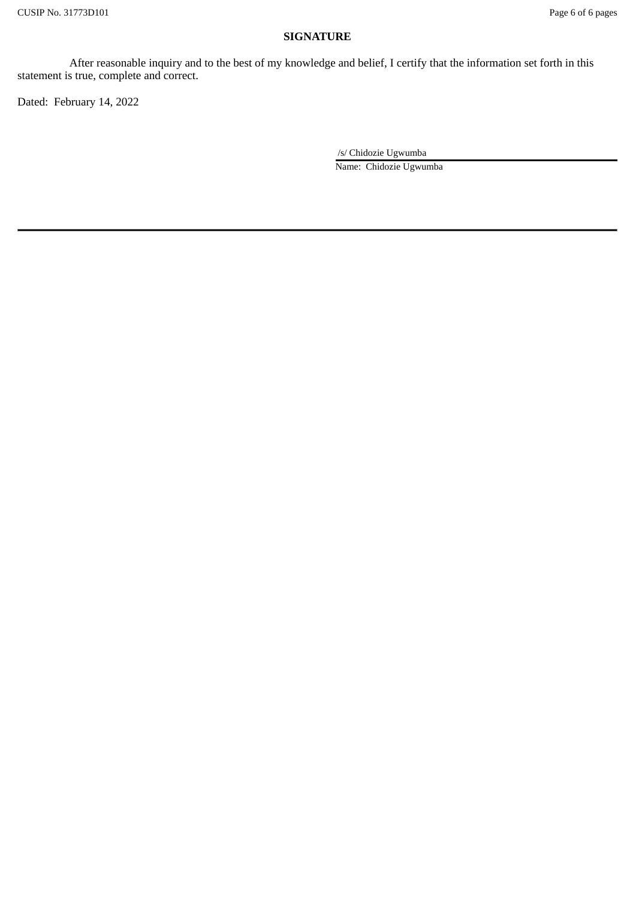## SIGNATURE

After reasonable inquiry and to the best of my knowledge and belief, I certify that the information set forth in this statement is true, complete and correct.

Dated: February 14, 2022

/s/ Chidozie Ugwumba

Name: Chidozie Ugwumba